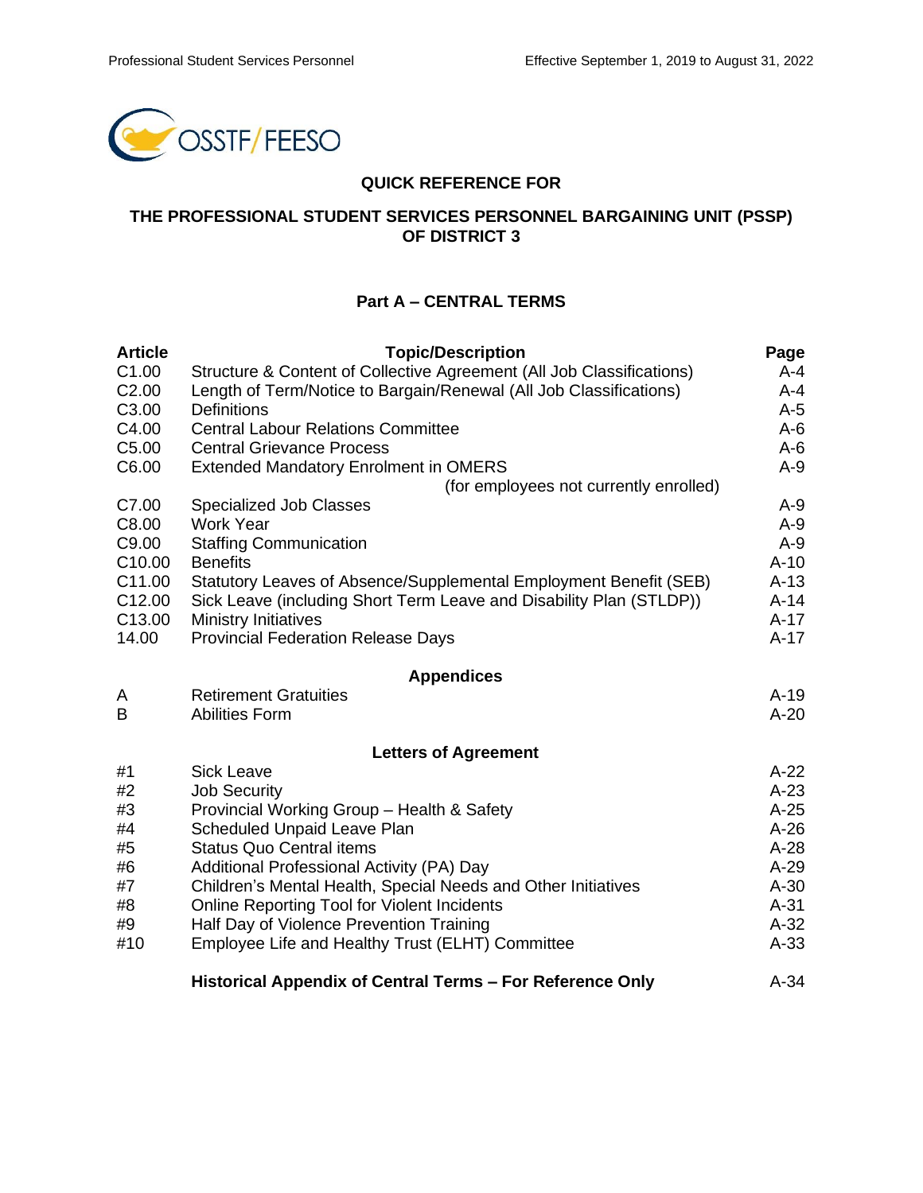OSSTF/FEESO

## QUICK REFERENCE FOR

## THE PROFESSIONAL STUDENT SERVICES PERSONNEL BARGAINING UNIT (PSSP) OF DISTRICT 3

### Part A – CENTRAL TERMS

| Article | Topic/Description | Page |
|---|---|---|
| C1.00 | Structure & Content of Collective Agreement (All Job Classifications) | A-4 |
| C2.00 | Length of Term/Notice to Bargain/Renewal (All Job Classifications) | A-4 |
| C3.00 | Definitions | A-5 |
| C4.00 | Central Labour Relations Committee | A-6 |
| C5.00 | Central Grievance Process | A-6 |
| C6.00 | Extended Mandatory Enrolment in OMERS (for employees not currently enrolled) | A-9 |
| C7.00 | Specialized Job Classes | A-9 |
| C8.00 | Work Year | A-9 |
| C9.00 | Staffing Communication | A-9 |
| C10.00 | Benefits | A-10 |
| C11.00 | Statutory Leaves of Absence/Supplemental Employment Benefit (SEB) | A-13 |
| C12.00 | Sick Leave (including Short Term Leave and Disability Plan (STLDP)) | A-14 |
| C13.00 | Ministry Initiatives | A-17 |
| 14.00 | Provincial Federation Release Days | A-17 |
| | **Appendices** | |
| A | Retirement Gratuities | A-19 |
| B | Abilities Form | A-20 |
| | **Letters of Agreement** | |
| #1 | Sick Leave | A-22 |
| #2 | Job Security | A-23 |
| #3 | Provincial Working Group – Health & Safety | A-25 |
| #4 | Scheduled Unpaid Leave Plan | A-26 |
| #5 | Status Quo Central items | A-28 |
| #6 | Additional Professional Activity (PA) Day | A-29 |
| #7 | Children's Mental Health, Special Needs and Other Initiatives | A-30 |
| #8 | Online Reporting Tool for Violent Incidents | A-31 |
| #9 | Half Day of Violence Prevention Training | A-32 |
| #10 | Employee Life and Healthy Trust (ELHT) Committee | A-33 |
| | **Historical Appendix of Central Terms – For Reference Only** | A-34 |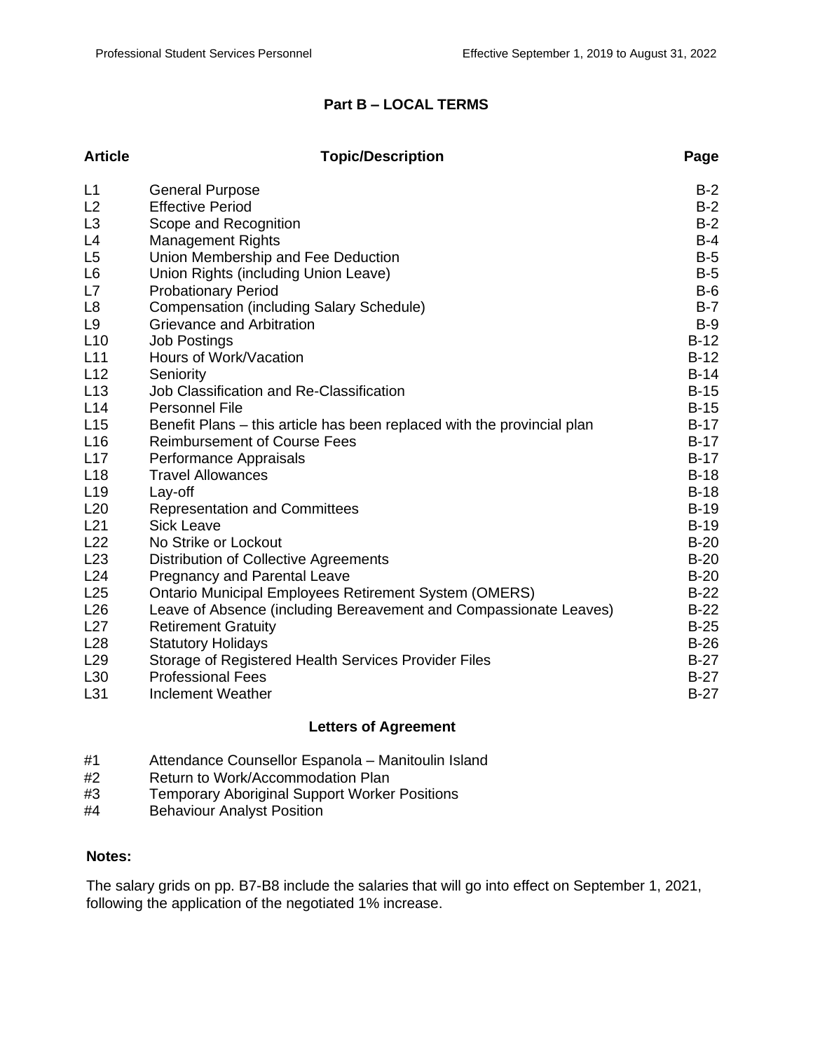## Part B – LOCAL TERMS

| Article | Topic/Description | Page |
|---|---|---|
| L1 | General Purpose | B-2 |
| L2 | Effective Period | B-2 |
| L3 | Scope and Recognition | B-2 |
| L4 | Management Rights | B-4 |
| L5 | Union Membership and Fee Deduction | B-5 |
| L6 | Union Rights (including Union Leave) | B-5 |
| L7 | Probationary Period | B-6 |
| L8 | Compensation (including Salary Schedule) | B-7 |
| L9 | Grievance and Arbitration | B-9 |
| L10 | Job Postings | B-12 |
| L11 | Hours of Work/Vacation | B-12 |
| L12 | Seniority | B-14 |
| L13 | Job Classification and Re-Classification | B-15 |
| L14 | Personnel File | B-15 |
| L15 | Benefit Plans – this article has been replaced with the provincial plan | B-17 |
| L16 | Reimbursement of Course Fees | B-17 |
| L17 | Performance Appraisals | B-17 |
| L18 | Travel Allowances | B-18 |
| L19 | Lay-off | B-18 |
| L20 | Representation and Committees | B-19 |
| L21 | Sick Leave | B-19 |
| L22 | No Strike or Lockout | B-20 |
| L23 | Distribution of Collective Agreements | B-20 |
| L24 | Pregnancy and Parental Leave | B-20 |
| L25 | Ontario Municipal Employees Retirement System (OMERS) | B-22 |
| L26 | Leave of Absence (including Bereavement and Compassionate Leaves) | B-22 |
| L27 | Retirement Gratuity | B-25 |
| L28 | Statutory Holidays | B-26 |
| L29 | Storage of Registered Health Services Provider Files | B-27 |
| L30 | Professional Fees | B-27 |
| L31 | Inclement Weather | B-27 |

### Letters of Agreement

| | |
|---|---|
| #1 | Attendance Counsellor Espanola – Manitoulin Island |
| #2 | Return to Work/Accommodation Plan |
| #3 | Temporary Aboriginal Support Worker Positions |
| #4 | Behaviour Analyst Position |

**Notes:**

The salary grids on pp. B7-B8 include the salaries that will go into effect on September 1, 2021, following the application of the negotiated 1% increase.